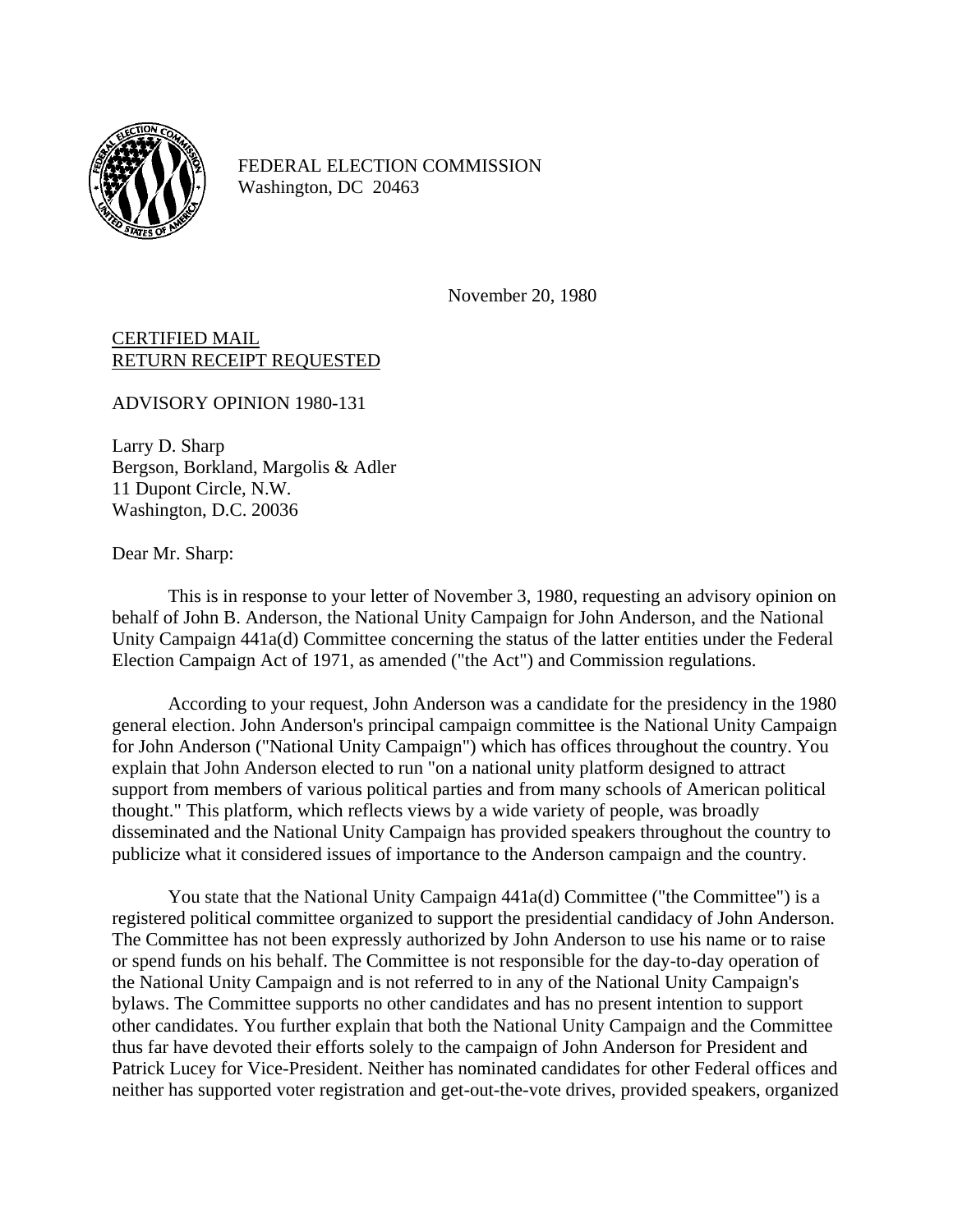FEDERAL ELECTION COMMISSION
Washington, DC 20463

November 20, 1980

CERTIFIED MAIL
RETURN RECEIPT REQUESTED

ADVISORY OPINION 1980-131

Larry D. Sharp
Bergson, Borkland, Margolis & Adler
11 Dupont Circle, N.W.
Washington, D.C. 20036

Dear Mr. Sharp:

This is in response to your letter of November 3, 1980, requesting an advisory opinion on behalf of John B. Anderson, the National Unity Campaign for John Anderson, and the National Unity Campaign 441a(d) Committee concerning the status of the latter entities under the Federal Election Campaign Act of 1971, as amended ("the Act") and Commission regulations.

According to your request, John Anderson was a candidate for the presidency in the 1980 general election. John Anderson's principal campaign committee is the National Unity Campaign for John Anderson ("National Unity Campaign") which has offices throughout the country. You explain that John Anderson elected to run "on a national unity platform designed to attract support from members of various political parties and from many schools of American political thought." This platform, which reflects views by a wide variety of people, was broadly disseminated and the National Unity Campaign has provided speakers throughout the country to publicize what it considered issues of importance to the Anderson campaign and the country.

You state that the National Unity Campaign 441a(d) Committee ("the Committee") is a registered political committee organized to support the presidential candidacy of John Anderson. The Committee has not been expressly authorized by John Anderson to use his name or to raise or spend funds on his behalf. The Committee is not responsible for the day-to-day operation of the National Unity Campaign and is not referred to in any of the National Unity Campaign's bylaws. The Committee supports no other candidates and has no present intention to support other candidates. You further explain that both the National Unity Campaign and the Committee thus far have devoted their efforts solely to the campaign of John Anderson for President and Patrick Lucey for Vice-President. Neither has nominated candidates for other Federal offices and neither has supported voter registration and get-out-the-vote drives, provided speakers, organized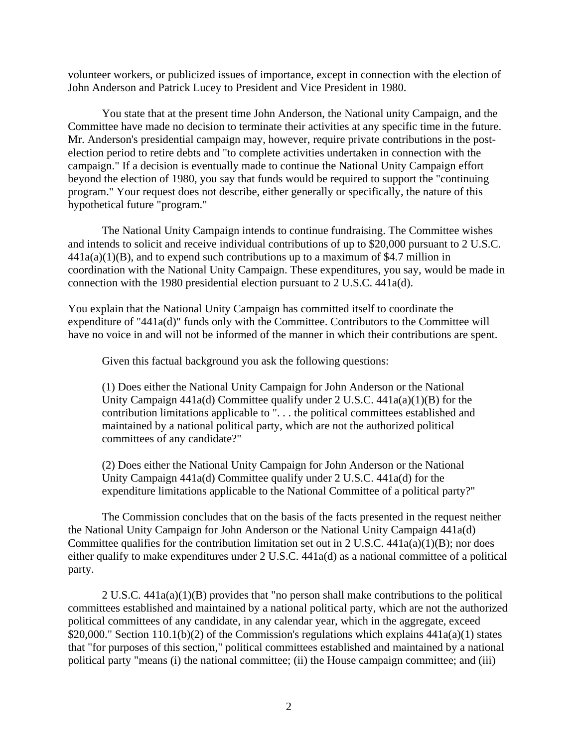volunteer workers, or publicized issues of importance, except in connection with the election of John Anderson and Patrick Lucey to President and Vice President in 1980.

You state that at the present time John Anderson, the National unity Campaign, and the Committee have made no decision to terminate their activities at any specific time in the future. Mr. Anderson's presidential campaign may, however, require private contributions in the post-election period to retire debts and "to complete activities undertaken in connection with the campaign." If a decision is eventually made to continue the National Unity Campaign effort beyond the election of 1980, you say that funds would be required to support the "continuing program." Your request does not describe, either generally or specifically, the nature of this hypothetical future "program."

The National Unity Campaign intends to continue fundraising. The Committee wishes and intends to solicit and receive individual contributions of up to $20,000 pursuant to 2 U.S.C. 441a(a)(1)(B), and to expend such contributions up to a maximum of $4.7 million in coordination with the National Unity Campaign. These expenditures, you say, would be made in connection with the 1980 presidential election pursuant to 2 U.S.C. 441a(d).

You explain that the National Unity Campaign has committed itself to coordinate the expenditure of "441a(d)" funds only with the Committee. Contributors to the Committee will have no voice in and will not be informed of the manner in which their contributions are spent.

Given this factual background you ask the following questions:

(1) Does either the National Unity Campaign for John Anderson or the National Unity Campaign 441a(d) Committee qualify under 2 U.S.C. 441a(a)(1)(B) for the contribution limitations applicable to ". . . the political committees established and maintained by a national political party, which are not the authorized political committees of any candidate?"

(2) Does either the National Unity Campaign for John Anderson or the National Unity Campaign 441a(d) Committee qualify under 2 U.S.C. 441a(d) for the expenditure limitations applicable to the National Committee of a political party?"

The Commission concludes that on the basis of the facts presented in the request neither the National Unity Campaign for John Anderson or the National Unity Campaign 441a(d) Committee qualifies for the contribution limitation set out in 2 U.S.C. 441a(a)(1)(B); nor does either qualify to make expenditures under 2 U.S.C. 441a(d) as a national committee of a political party.

2 U.S.C. 441a(a)(1)(B) provides that "no person shall make contributions to the political committees established and maintained by a national political party, which are not the authorized political committees of any candidate, in any calendar year, which in the aggregate, exceed $20,000." Section 110.1(b)(2) of the Commission's regulations which explains 441a(a)(1) states that "for purposes of this section," political committees established and maintained by a national political party "means (i) the national committee; (ii) the House campaign committee; and (iii)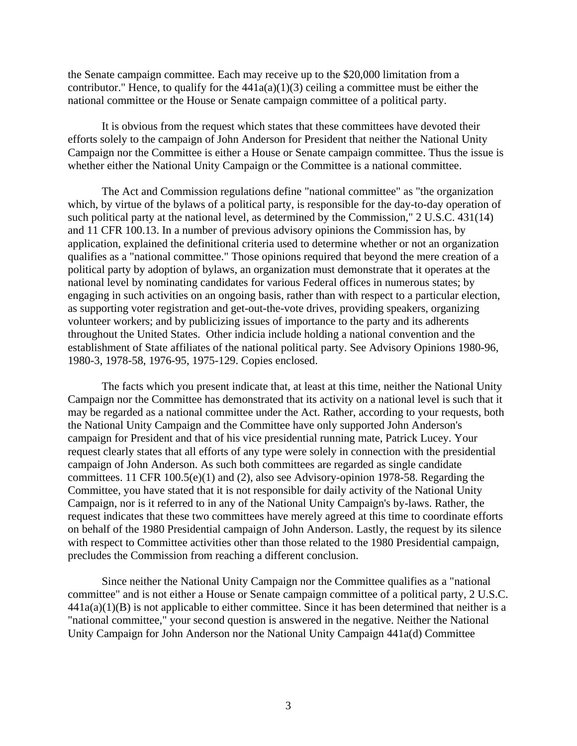the Senate campaign committee. Each may receive up to the $20,000 limitation from a contributor." Hence, to qualify for the 441a(a)(1)(3) ceiling a committee must be either the national committee or the House or Senate campaign committee of a political party.

It is obvious from the request which states that these committees have devoted their efforts solely to the campaign of John Anderson for President that neither the National Unity Campaign nor the Committee is either a House or Senate campaign committee. Thus the issue is whether either the National Unity Campaign or the Committee is a national committee.

The Act and Commission regulations define "national committee" as "the organization which, by virtue of the bylaws of a political party, is responsible for the day-to-day operation of such political party at the national level, as determined by the Commission," 2 U.S.C. 431(14) and 11 CFR 100.13. In a number of previous advisory opinions the Commission has, by application, explained the definitional criteria used to determine whether or not an organization qualifies as a "national committee." Those opinions required that beyond the mere creation of a political party by adoption of bylaws, an organization must demonstrate that it operates at the national level by nominating candidates for various Federal offices in numerous states; by engaging in such activities on an ongoing basis, rather than with respect to a particular election, as supporting voter registration and get-out-the-vote drives, providing speakers, organizing volunteer workers; and by publicizing issues of importance to the party and its adherents throughout the United States. Other indicia include holding a national convention and the establishment of State affiliates of the national political party. See Advisory Opinions 1980-96, 1980-3, 1978-58, 1976-95, 1975-129. Copies enclosed.

The facts which you present indicate that, at least at this time, neither the National Unity Campaign nor the Committee has demonstrated that its activity on a national level is such that it may be regarded as a national committee under the Act. Rather, according to your requests, both the National Unity Campaign and the Committee have only supported John Anderson's campaign for President and that of his vice presidential running mate, Patrick Lucey. Your request clearly states that all efforts of any type were solely in connection with the presidential campaign of John Anderson. As such both committees are regarded as single candidate committees. 11 CFR 100.5(e)(1) and (2), also see Advisory-opinion 1978-58. Regarding the Committee, you have stated that it is not responsible for daily activity of the National Unity Campaign, nor is it referred to in any of the National Unity Campaign's by-laws. Rather, the request indicates that these two committees have merely agreed at this time to coordinate efforts on behalf of the 1980 Presidential campaign of John Anderson. Lastly, the request by its silence with respect to Committee activities other than those related to the 1980 Presidential campaign, precludes the Commission from reaching a different conclusion.

Since neither the National Unity Campaign nor the Committee qualifies as a "national committee" and is not either a House or Senate campaign committee of a political party, 2 U.S.C. 441a(a)(1)(B) is not applicable to either committee. Since it has been determined that neither is a "national committee," your second question is answered in the negative. Neither the National Unity Campaign for John Anderson nor the National Unity Campaign 441a(d) Committee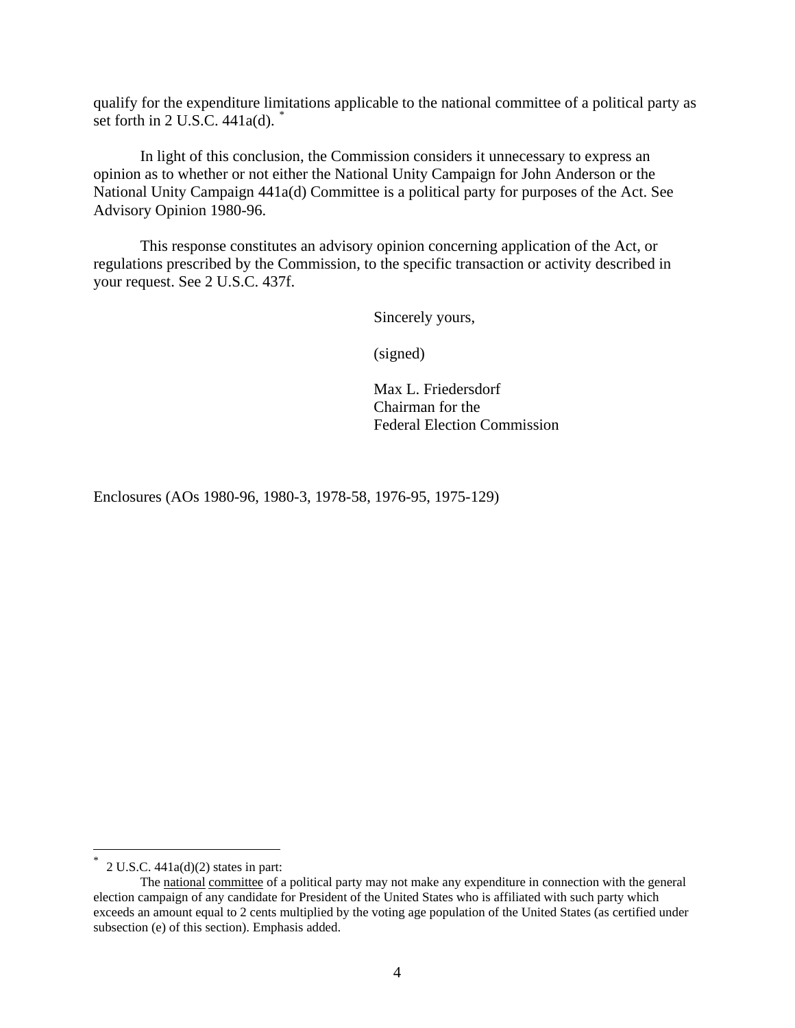qualify for the expenditure limitations applicable to the national committee of a political party as set forth in 2 U.S.C. 441a(d). [*]

In light of this conclusion, the Commission considers it unnecessary to express an opinion as to whether or not either the National Unity Campaign for John Anderson or the National Unity Campaign 441a(d) Committee is a political party for purposes of the Act. See Advisory Opinion 1980-96.

This response constitutes an advisory opinion concerning application of the Act, or regulations prescribed by the Commission, to the specific transaction or activity described in your request. See 2 U.S.C. 437f.

Sincerely yours,

(signed)

Max L. Friedersdorf
Chairman for the
Federal Election Commission

Enclosures (AOs 1980-96, 1980-3, 1978-58, 1976-95, 1975-129)

---

[*] 2 U.S.C. 441a(d)(2) states in part:

The <u>national</u> <u>committee</u> of a political party may not make any expenditure in connection with the general election campaign of any candidate for President of the United States who is affiliated with such party which exceeds an amount equal to 2 cents multiplied by the voting age population of the United States (as certified under subsection (e) of this section). Emphasis added.